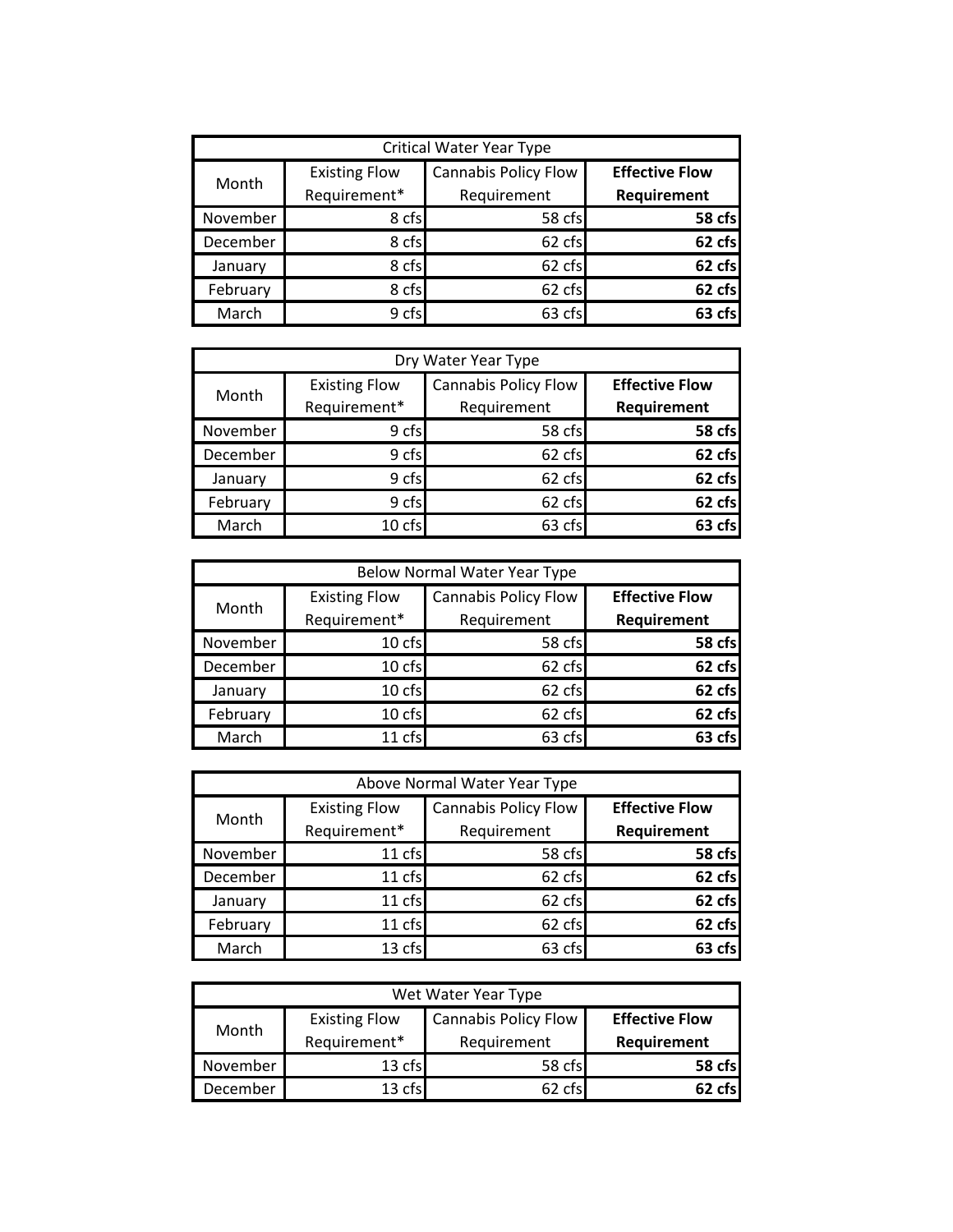| Critical Water Year Type | | | |
|---|---|---|---|
| Month | Existing Flow Requirement* | Cannabis Policy Flow Requirement | **Effective Flow Requirement** |
| November | 8 cfs | 58 cfs | **58 cfs** |
| December | 8 cfs | 62 cfs | **62 cfs** |
| January | 8 cfs | 62 cfs | **62 cfs** |
| February | 8 cfs | 62 cfs | **62 cfs** |
| March | 9 cfs | 63 cfs | **63 cfs** |

| Dry Water Year Type | | | |
|---|---|---|---|
| Month | Existing Flow Requirement* | Cannabis Policy Flow Requirement | **Effective Flow Requirement** |
| November | 9 cfs | 58 cfs | **58 cfs** |
| December | 9 cfs | 62 cfs | **62 cfs** |
| January | 9 cfs | 62 cfs | **62 cfs** |
| February | 9 cfs | 62 cfs | **62 cfs** |
| March | 10 cfs | 63 cfs | **63 cfs** |

| Below Normal Water Year Type | | | |
|---|---|---|---|
| Month | Existing Flow Requirement* | Cannabis Policy Flow Requirement | **Effective Flow Requirement** |
| November | 10 cfs | 58 cfs | **58 cfs** |
| December | 10 cfs | 62 cfs | **62 cfs** |
| January | 10 cfs | 62 cfs | **62 cfs** |
| February | 10 cfs | 62 cfs | **62 cfs** |
| March | 11 cfs | 63 cfs | **63 cfs** |

| Above Normal Water Year Type | | | |
|---|---|---|---|
| Month | Existing Flow Requirement* | Cannabis Policy Flow Requirement | **Effective Flow Requirement** |
| November | 11 cfs | 58 cfs | **58 cfs** |
| December | 11 cfs | 62 cfs | **62 cfs** |
| January | 11 cfs | 62 cfs | **62 cfs** |
| February | 11 cfs | 62 cfs | **62 cfs** |
| March | 13 cfs | 63 cfs | **63 cfs** |

| Wet Water Year Type | | | |
|---|---|---|---|
| Month | Existing Flow Requirement* | Cannabis Policy Flow Requirement | **Effective Flow Requirement** |
| November | 13 cfs | 58 cfs | **58 cfs** |
| December | 13 cfs | 62 cfs | **62 cfs** |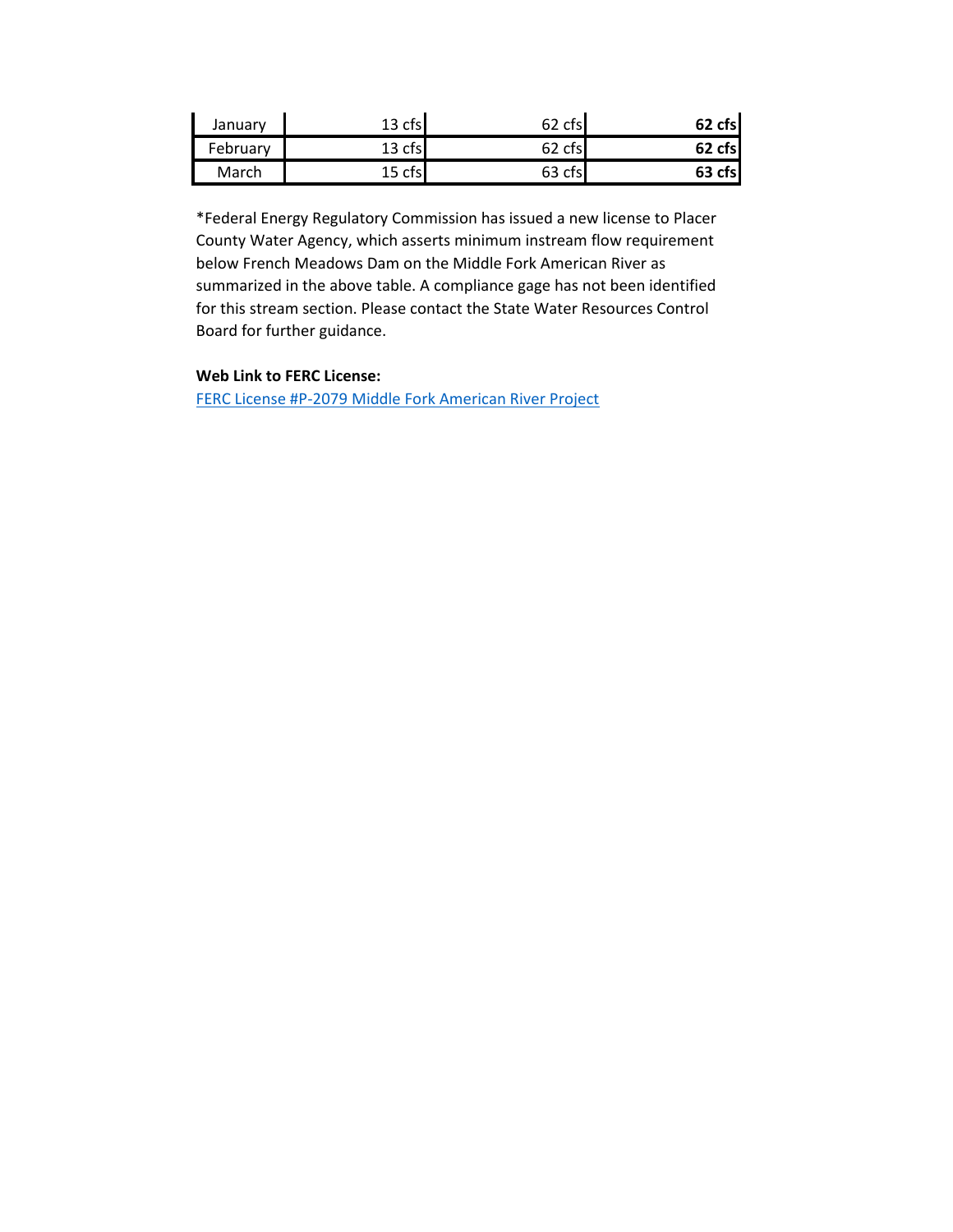| | | | |
|---|---|---|---|
| January | 13 cfs | 62 cfs | **62 cfs** |
| February | 13 cfs | 62 cfs | **62 cfs** |
| March | 15 cfs | 63 cfs | **63 cfs** |

*Federal Energy Regulatory Commission has issued a new license to Placer County Water Agency, which asserts minimum instream flow requirement below French Meadows Dam on the Middle Fork American River as summarized in the above table. A compliance gage has not been identified for this stream section. Please contact the State Water Resources Control Board for further guidance.

**Web Link to FERC License:**

FERC License #P-2079 Middle Fork American River Project